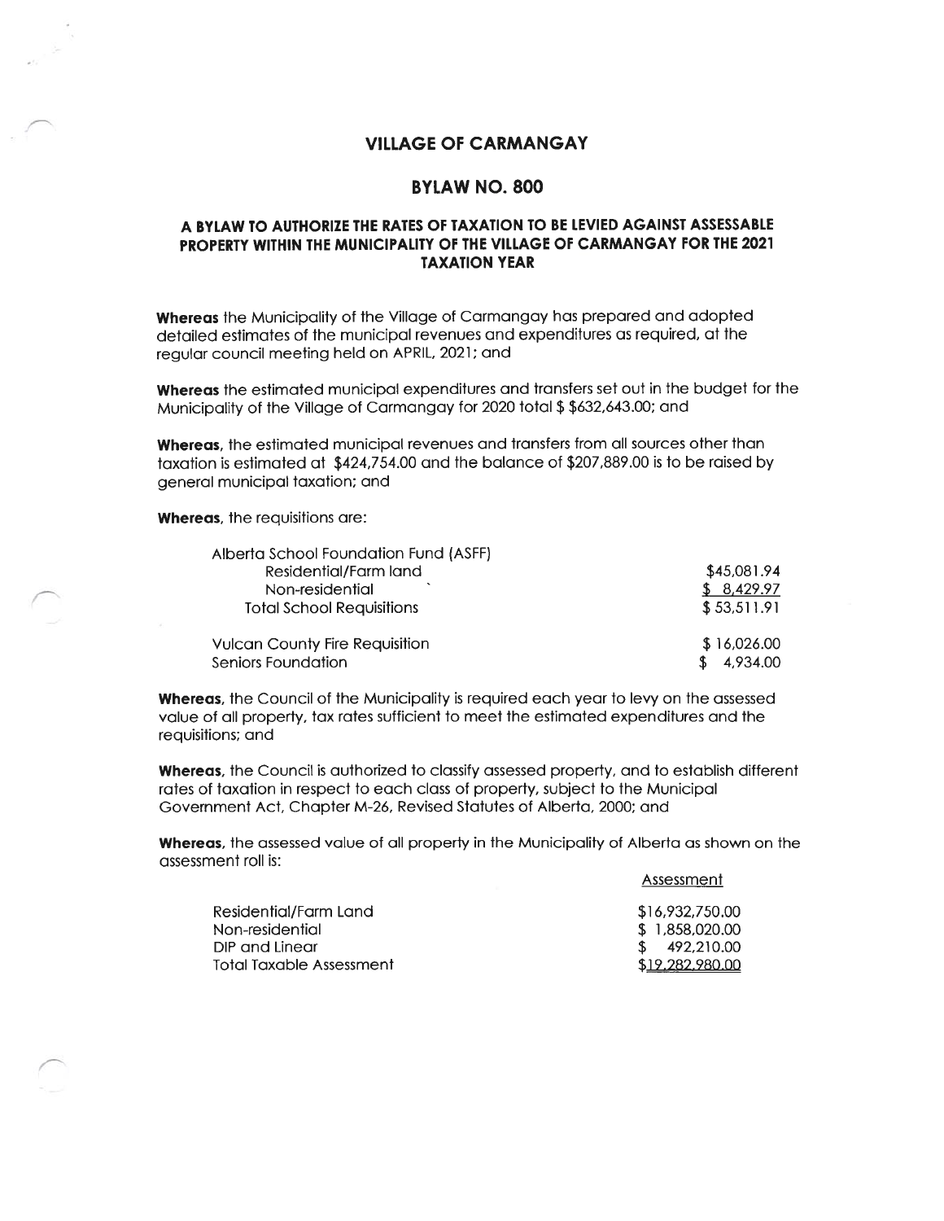# VILLAGE OF CARMANGAY

## BYLAW NO. 800

### A BYLAW TO AUTHORIZE THE RATES OF TAXATION TO BE LEVIED AGAINST ASSESSABLE PROPERTY WITHIN THE MUNICIPALITY OF THE VILLAGE OF CARMANGAY FOR THE 2021 TAXATION YEAR

**Whereas** the Municipality of the Village of Carmangay has prepared and adopted detailed estimates of the municipal revenues and expenditures as required, at the regular council meeting held on APRIL, 2021; and

**Whereas** the estimated municipal expenditures and transfers set out in the budget for the Municipality of the Village of Carmangay for 2020 total $ $632,643.00; and

**Whereas**, the estimated municipal revenues and transfers from all sources other than taxation is estimated at $424,754.00 and the balance of $207,889.00 is to be raised by general municipal taxation; and

**Whereas**, the requisitions are:

| | |
|---|---|
| Alberta School Foundation Fund (ASFF) | |
| Residential/Farm land | $45,081.94 |
| Non-residential | $ 8,429.97 |
| Total School Requisitions | $ 53,511.91 |
| | |
| Vulcan County Fire Requisition | $ 16,026.00 |
| Seniors Foundation | $ 4,934.00 |

**Whereas**, the Council of the Municipality is required each year to levy on the assessed value of all property, tax rates sufficient to meet the estimated expenditures and the requisitions; and

**Whereas**, the Council is authorized to classify assessed property, and to establish different rates of taxation in respect to each class of property, subject to the Municipal Government Act, Chapter M-26, Revised Statutes of Alberta, 2000; and

**Whereas**, the assessed value of all property in the Municipality of Alberta as shown on the assessment roll is:

| | Assessment |
|---|---|
| Residential/Farm Land | $16,932,750.00 |
| Non-residential | $ 1,858,020.00 |
| DIP and Linear | $ 492,210.00 |
| Total Taxable Assessment | $19,282,980.00 |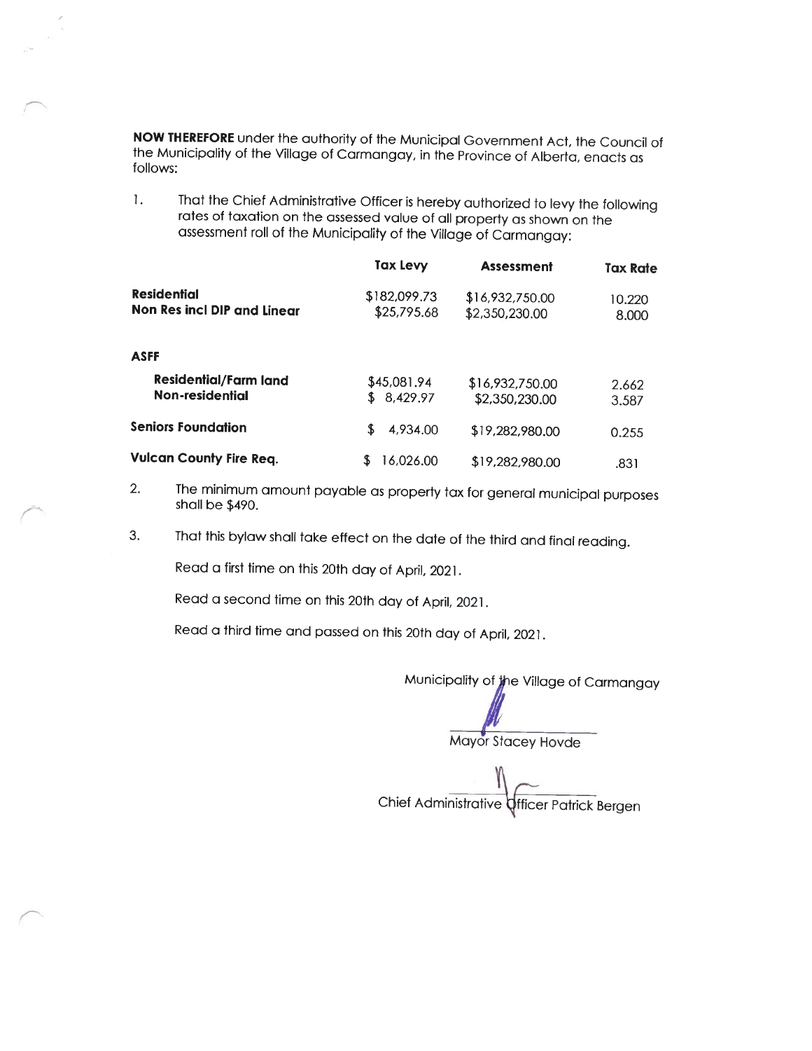**NOW THEREFORE** under the authority of the Municipal Government Act, the Council of the Municipality of the Village of Carmangay, in the Province of Alberta, enacts as follows:

1. That the Chief Administrative Officer is hereby authorized to levy the following rates of taxation on the assessed value of all property as shown on the assessment roll of the Municipality of the Village of Carmangay:

| | Tax Levy | Assessment | Tax Rate |
|---|---|---|---|
| **Residential** | $182,099.73 | $16,932,750.00 | 10.220 |
| **Non Res incl DIP and Linear** | $25,795.68 | $2,350,230.00 | 8.000 |
| **ASFF** | | | |
| **Residential/Farm land** | $45,081.94 | $16,932,750.00 | 2.662 |
| **Non-residential** | $ 8,429.97 | $2,350,230.00 | 3.587 |
| **Seniors Foundation** | $ 4,934.00 | $19,282,980.00 | 0.255 |
| **Vulcan County Fire Req.** | $ 16,026.00 | $19,282,980.00 | .831 |

2. The minimum amount payable as property tax for general municipal purposes shall be $490.

3. That this bylaw shall take effect on the date of the third and final reading.

   Read a first time on this 20th day of April, 2021.

   Read a second time on this 20th day of April, 2021.

   Read a third time and passed on this 20th day of April, 2021.

Municipality of the Village of Carmangay

Mayor Stacey Hovde

Chief Administrative Officer Patrick Bergen